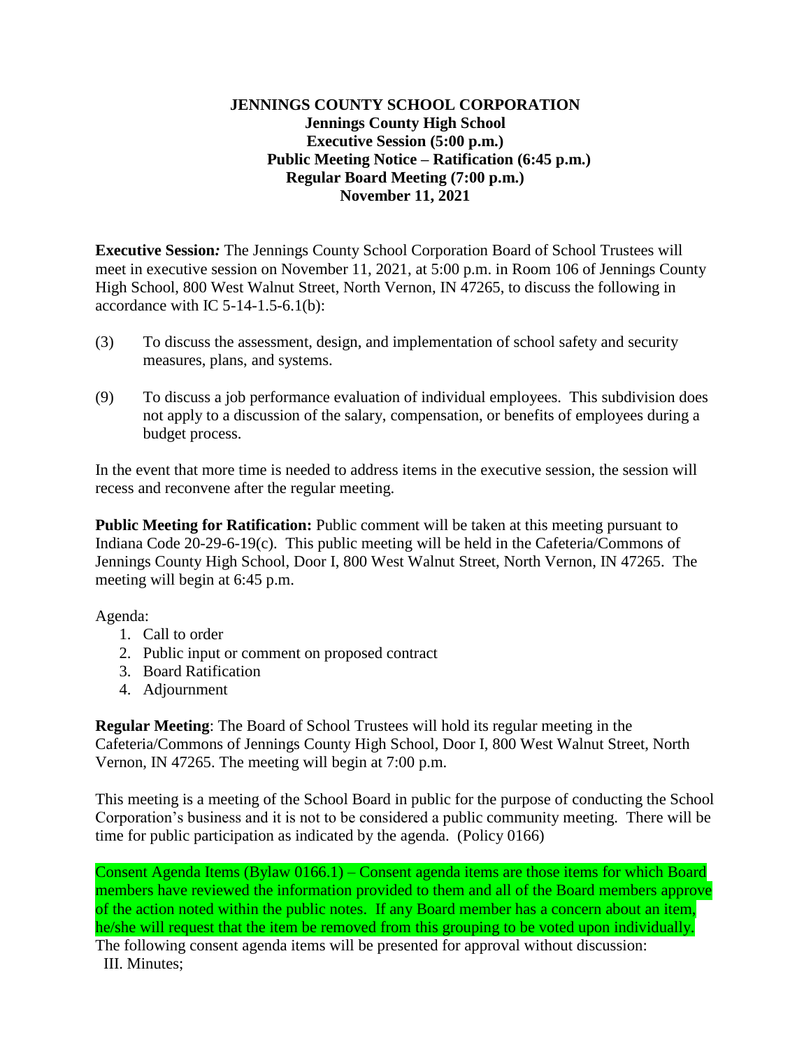# JENNINGS COUNTY SCHOOL CORPORATION

## Jennings County High School

## Executive Session (5:00 p.m.)

## Public Meeting Notice – Ratification (6:45 p.m.)

## Regular Board Meeting (7:00 p.m.)

## November 11, 2021

**Executive Session:** The Jennings County School Corporation Board of School Trustees will meet in executive session on November 11, 2021, at 5:00 p.m. in Room 106 of Jennings County High School, 800 West Walnut Street, North Vernon, IN 47265, to discuss the following in accordance with IC 5-14-1.5-6.1(b):

(3) To discuss the assessment, design, and implementation of school safety and security measures, plans, and systems.

(9) To discuss a job performance evaluation of individual employees. This subdivision does not apply to a discussion of the salary, compensation, or benefits of employees during a budget process.

In the event that more time is needed to address items in the executive session, the session will recess and reconvene after the regular meeting.

**Public Meeting for Ratification:** Public comment will be taken at this meeting pursuant to Indiana Code 20-29-6-19(c). This public meeting will be held in the Cafeteria/Commons of Jennings County High School, Door I, 800 West Walnut Street, North Vernon, IN 47265. The meeting will begin at 6:45 p.m.

Agenda:

1. Call to order
2. Public input or comment on proposed contract
3. Board Ratification
4. Adjournment

**Regular Meeting**: The Board of School Trustees will hold its regular meeting in the Cafeteria/Commons of Jennings County High School, Door I, 800 West Walnut Street, North Vernon, IN 47265. The meeting will begin at 7:00 p.m.

This meeting is a meeting of the School Board in public for the purpose of conducting the School Corporation's business and it is not to be considered a public community meeting. There will be time for public participation as indicated by the agenda. (Policy 0166)

Consent Agenda Items (Bylaw 0166.1) – Consent agenda items are those items for which Board members have reviewed the information provided to them and all of the Board members approve of the action noted within the public notes. If any Board member has a concern about an item, he/she will request that the item be removed from this grouping to be voted upon individually. The following consent agenda items will be presented for approval without discussion:

III. Minutes;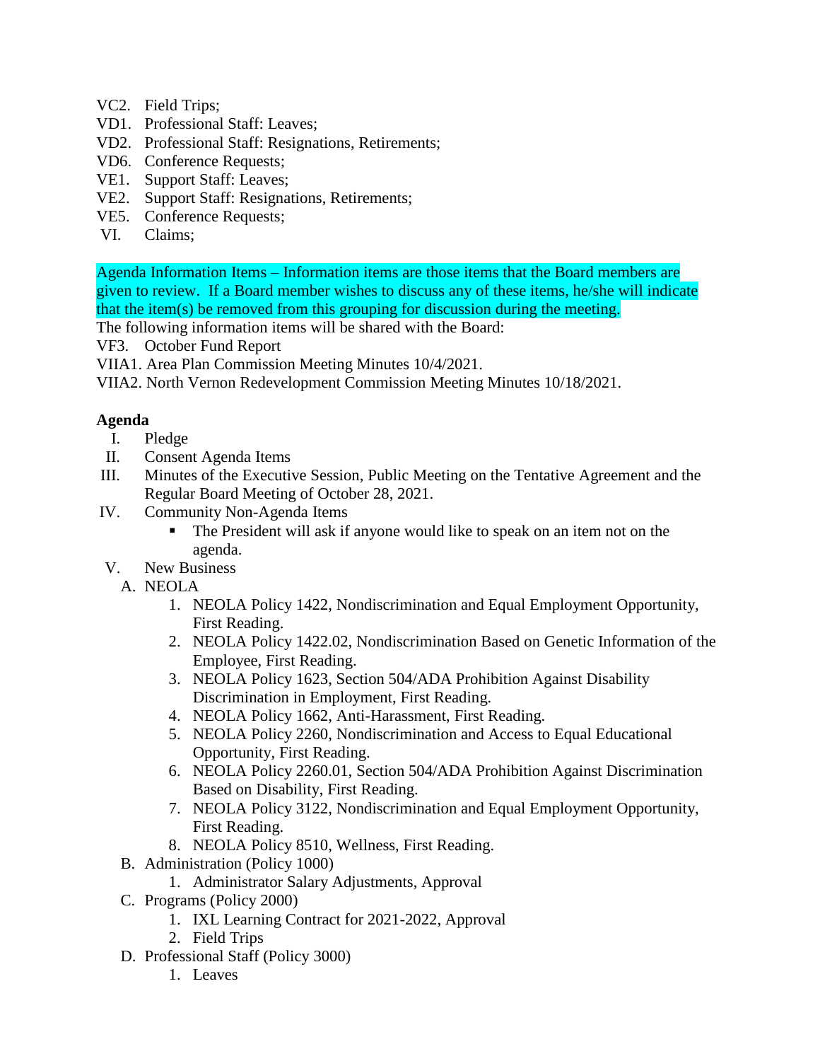VC2. Field Trips;
VD1. Professional Staff: Leaves;
VD2. Professional Staff: Resignations, Retirements;
VD6. Conference Requests;
VE1. Support Staff: Leaves;
VE2. Support Staff: Resignations, Retirements;
VE5. Conference Requests;
VI. Claims;

Agenda Information Items – Information items are those items that the Board members are given to review. If a Board member wishes to discuss any of these items, he/she will indicate that the item(s) be removed from this grouping for discussion during the meeting.
The following information items will be shared with the Board:
VF3. October Fund Report
VIIA1. Area Plan Commission Meeting Minutes 10/4/2021.
VIIA2. North Vernon Redevelopment Commission Meeting Minutes 10/18/2021.

**Agenda**

I. Pledge
II. Consent Agenda Items
III. Minutes of the Executive Session, Public Meeting on the Tentative Agreement and the Regular Board Meeting of October 28, 2021.
IV. Community Non-Agenda Items
   - The President will ask if anyone would like to speak on an item not on the agenda.
V. New Business
   A. NEOLA
      1. NEOLA Policy 1422, Nondiscrimination and Equal Employment Opportunity, First Reading.
      2. NEOLA Policy 1422.02, Nondiscrimination Based on Genetic Information of the Employee, First Reading.
      3. NEOLA Policy 1623, Section 504/ADA Prohibition Against Disability Discrimination in Employment, First Reading.
      4. NEOLA Policy 1662, Anti-Harassment, First Reading.
      5. NEOLA Policy 2260, Nondiscrimination and Access to Equal Educational Opportunity, First Reading.
      6. NEOLA Policy 2260.01, Section 504/ADA Prohibition Against Discrimination Based on Disability, First Reading.
      7. NEOLA Policy 3122, Nondiscrimination and Equal Employment Opportunity, First Reading.
      8. NEOLA Policy 8510, Wellness, First Reading.
   B. Administration (Policy 1000)
      1. Administrator Salary Adjustments, Approval
   C. Programs (Policy 2000)
      1. IXL Learning Contract for 2021-2022, Approval
      2. Field Trips
   D. Professional Staff (Policy 3000)
      1. Leaves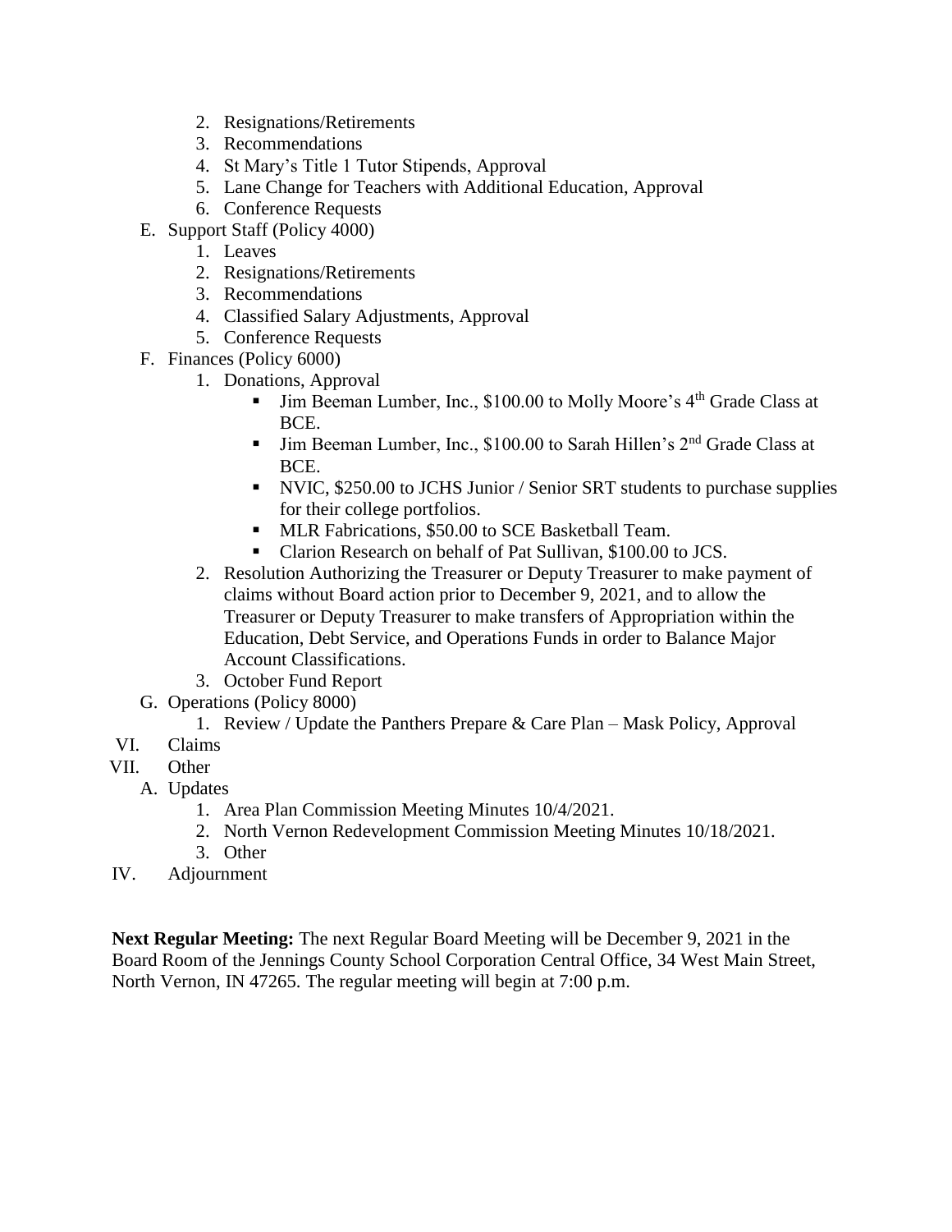2. Resignations/Retirements
3. Recommendations
4. St Mary's Title 1 Tutor Stipends, Approval
5. Lane Change for Teachers with Additional Education, Approval
6. Conference Requests

E. Support Staff (Policy 4000)
1. Leaves
2. Resignations/Retirements
3. Recommendations
4. Classified Salary Adjustments, Approval
5. Conference Requests

F. Finances (Policy 6000)
1. Donations, Approval
   - Jim Beeman Lumber, Inc., $100.00 to Molly Moore's 4th Grade Class at BCE.
   - Jim Beeman Lumber, Inc., $100.00 to Sarah Hillen's 2nd Grade Class at BCE.
   - NVIC, $250.00 to JCHS Junior / Senior SRT students to purchase supplies for their college portfolios.
   - MLR Fabrications, $50.00 to SCE Basketball Team.
   - Clarion Research on behalf of Pat Sullivan, $100.00 to JCS.
2. Resolution Authorizing the Treasurer or Deputy Treasurer to make payment of claims without Board action prior to December 9, 2021, and to allow the Treasurer or Deputy Treasurer to make transfers of Appropriation within the Education, Debt Service, and Operations Funds in order to Balance Major Account Classifications.
3. October Fund Report

G. Operations (Policy 8000)
1. Review / Update the Panthers Prepare & Care Plan – Mask Policy, Approval

VI. Claims

VII. Other

A. Updates
1. Area Plan Commission Meeting Minutes 10/4/2021.
2. North Vernon Redevelopment Commission Meeting Minutes 10/18/2021.
3. Other

IV. Adjournment

**Next Regular Meeting:** The next Regular Board Meeting will be December 9, 2021 in the Board Room of the Jennings County School Corporation Central Office, 34 West Main Street, North Vernon, IN 47265. The regular meeting will begin at 7:00 p.m.